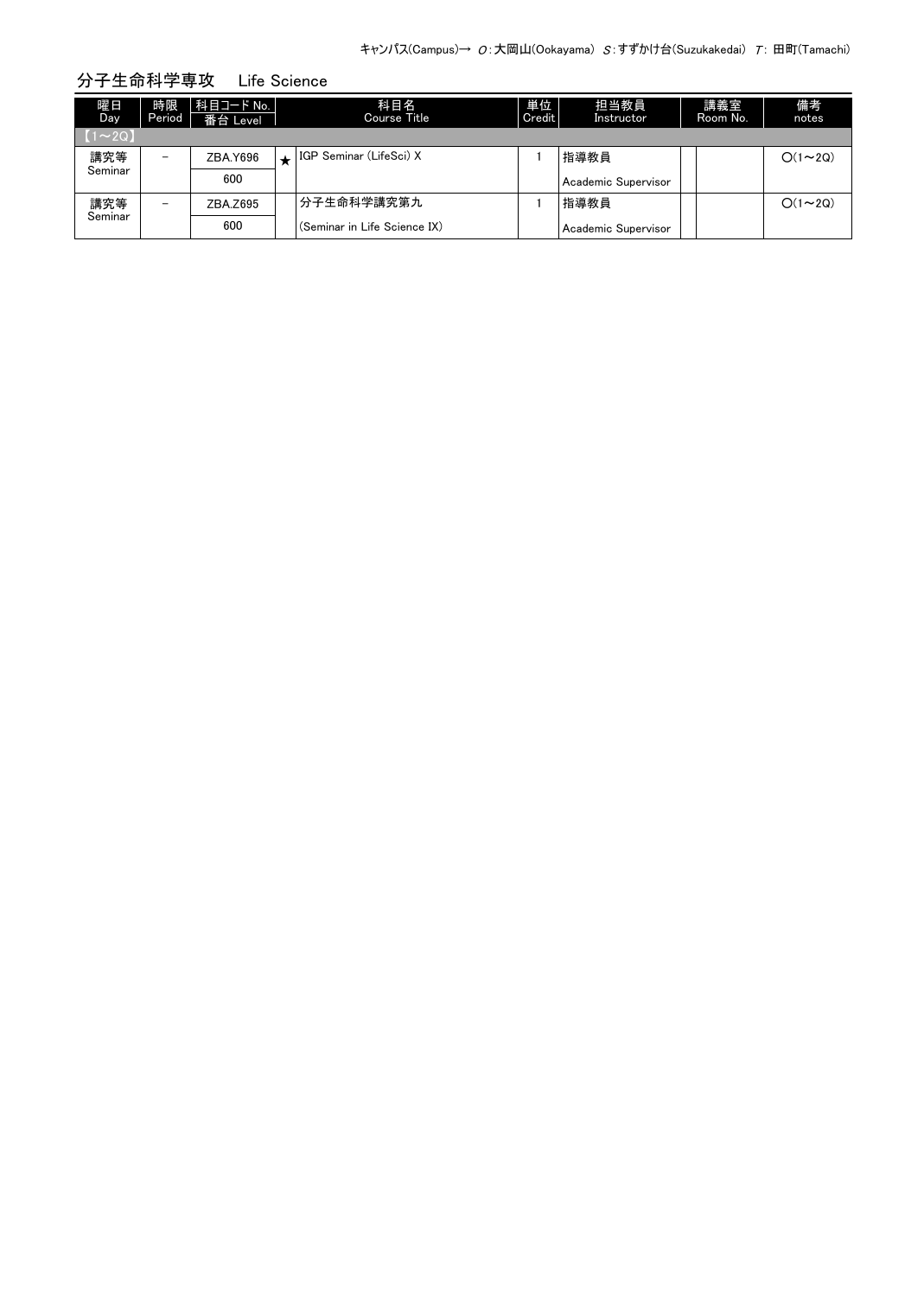キャンパス(Campus)→ *O*:大岡山(Ookayama) *S*:すずかけ台(Suzukakedai) *T*: 田町(Tamachi)

## 分子生命科学専攻　Life Science

| 曜日 Day | 時限 Period | 科目コード No. 番台 Level | | 科目名 Course Title | 単位 Credit | 担当教員 Instructor | | 講義室 Room No. | 備考 notes |
|---|---|---|---|---|---|---|---|---|---|
| 【1～2Q】 | | | | | | | | | |
| 講究等 Seminar | － | ZBA.Y696<br>600 | ★ | IGP Seminar (LifeSci) X | 1 | 指導教員<br>Academic Supervisor | | | O(1～2Q) |
| 講究等 Seminar | － | ZBA.Z695<br>600 | | 分子生命科学講究第九<br>(Seminar in Life Science IX) | 1 | 指導教員<br>Academic Supervisor | | | O(1～2Q) |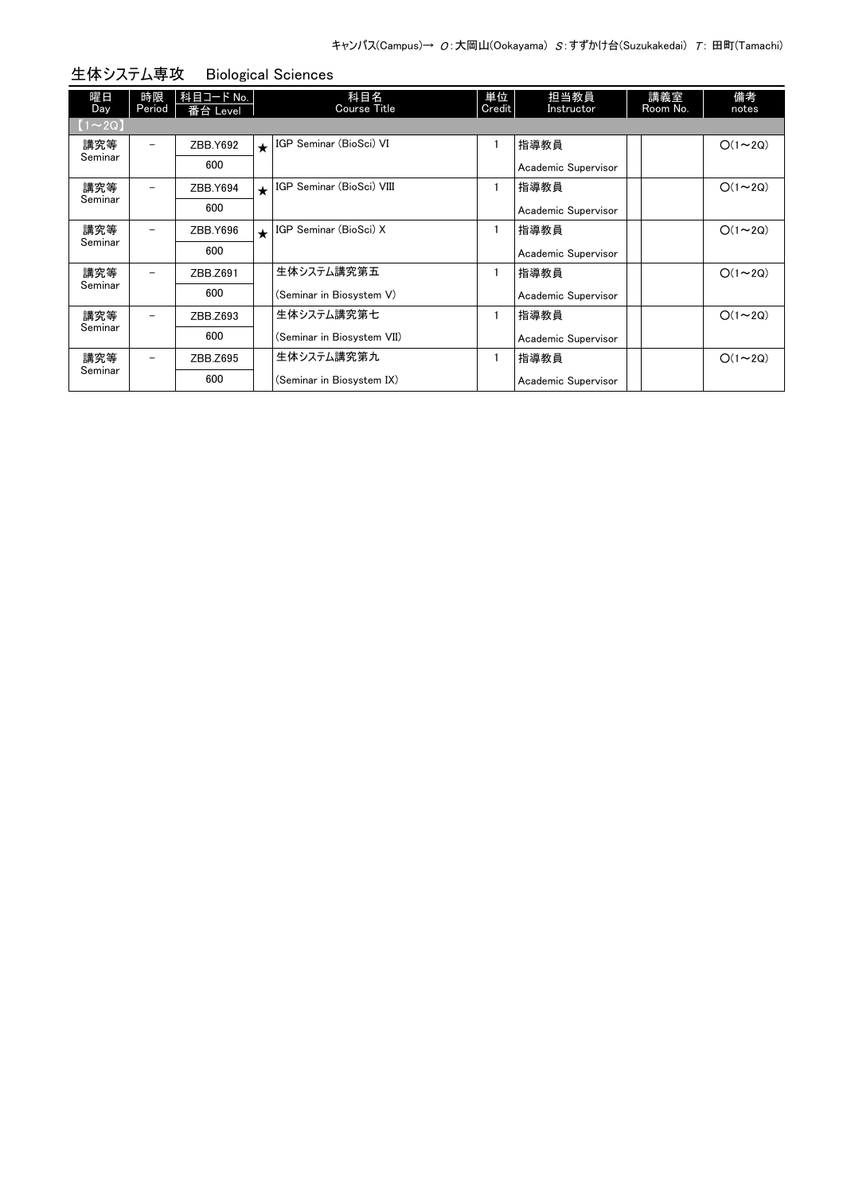キャンパス(Campus)→ O：大岡山(Ookayama) S：すずかけ台(Suzukakedai) T：田町(Tamachi)

## 生体システム専攻　Biological Sciences

| 曜日 Day | 時限 Period | 科目コード No. 番台 Level | | 科目名 Course Title | 単位 Credit | 担当教員 Instructor | | 講義室 Room No. | 備考 notes |
|---|---|---|---|---|---|---|---|---|---|
| 【1～2Q】 | | | | | | | | | |
| 講究等 Seminar | － | ZBB.Y692 600 | ★ | IGP Seminar (BioSci) VI | 1 | 指導教員 Academic Supervisor | | | ○(1～2Q) |
| 講究等 Seminar | － | ZBB.Y694 600 | ★ | IGP Seminar (BioSci) VIII | 1 | 指導教員 Academic Supervisor | | | ○(1～2Q) |
| 講究等 Seminar | － | ZBB.Y696 600 | ★ | IGP Seminar (BioSci) X | 1 | 指導教員 Academic Supervisor | | | ○(1～2Q) |
| 講究等 Seminar | － | ZBB.Z691 600 | | 生体システム講究第五 (Seminar in Biosystem V) | 1 | 指導教員 Academic Supervisor | | | ○(1～2Q) |
| 講究等 Seminar | － | ZBB.Z693 600 | | 生体システム講究第七 (Seminar in Biosystem VII) | 1 | 指導教員 Academic Supervisor | | | ○(1～2Q) |
| 講究等 Seminar | － | ZBB.Z695 600 | | 生体システム講究第九 (Seminar in Biosystem IX) | 1 | 指導教員 Academic Supervisor | | | ○(1～2Q) |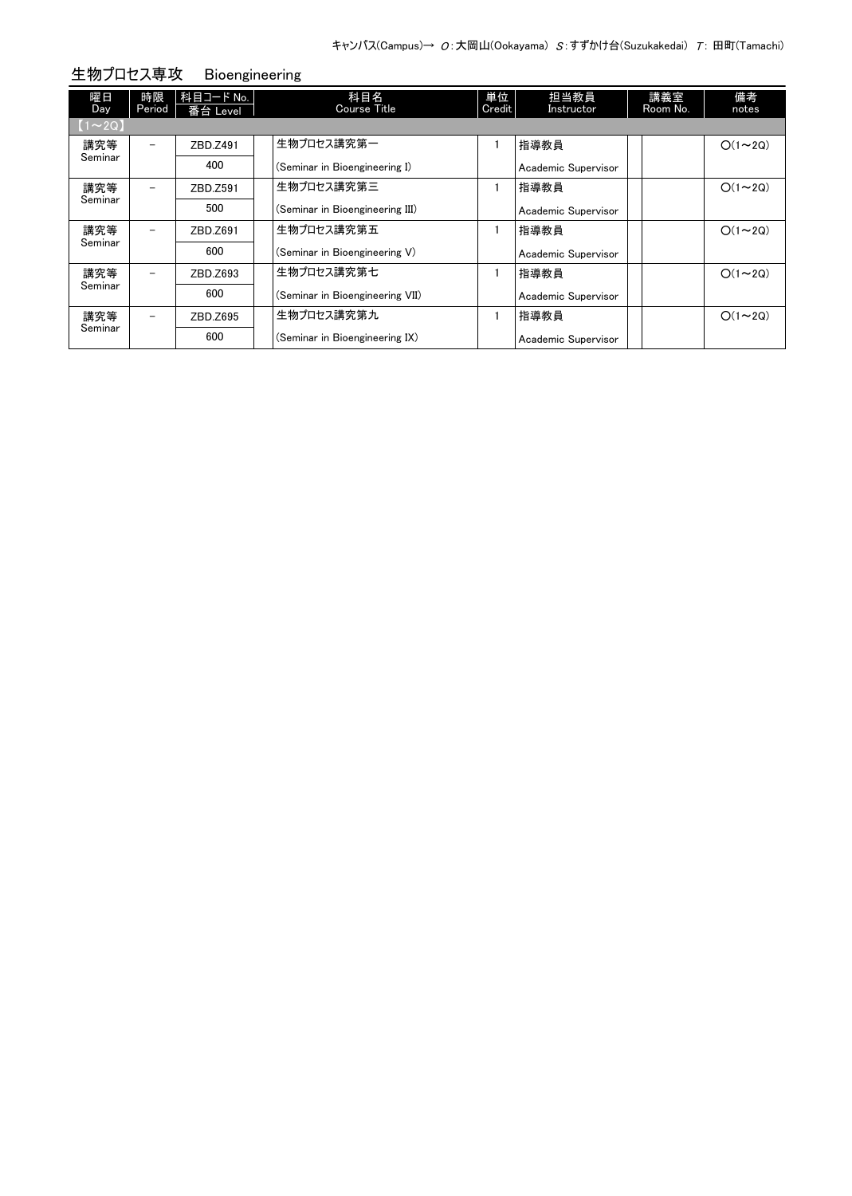キャンパス(Campus)→ O：大岡山(Ookayama) S：すずかけ台(Suzukakedai) T：田町(Tamachi)

## 生物プロセス専攻　Bioengineering

| 曜日 Day | 時限 Period | 科目コード No. / 番台 Level | 科目名 Course Title | 単位 Credit | 担当教員 Instructor | 講義室 Room No. | 備考 notes |
|---|---|---|---|---|---|---|---|
| 【1～2Q】 | | | | | | | |
| 講究等 Seminar | － | ZBD.Z491 / 400 | 生物プロセス講究第一 (Seminar in Bioengineering I) | 1 | 指導教員 Academic Supervisor | | ○(1～2Q) |
| 講究等 Seminar | － | ZBD.Z591 / 500 | 生物プロセス講究第三 (Seminar in Bioengineering III) | 1 | 指導教員 Academic Supervisor | | ○(1～2Q) |
| 講究等 Seminar | － | ZBD.Z691 / 600 | 生物プロセス講究第五 (Seminar in Bioengineering V) | 1 | 指導教員 Academic Supervisor | | ○(1～2Q) |
| 講究等 Seminar | － | ZBD.Z693 / 600 | 生物プロセス講究第七 (Seminar in Bioengineering VII) | 1 | 指導教員 Academic Supervisor | | ○(1～2Q) |
| 講究等 Seminar | － | ZBD.Z695 / 600 | 生物プロセス講究第九 (Seminar in Bioengineering IX) | 1 | 指導教員 Academic Supervisor | | ○(1～2Q) |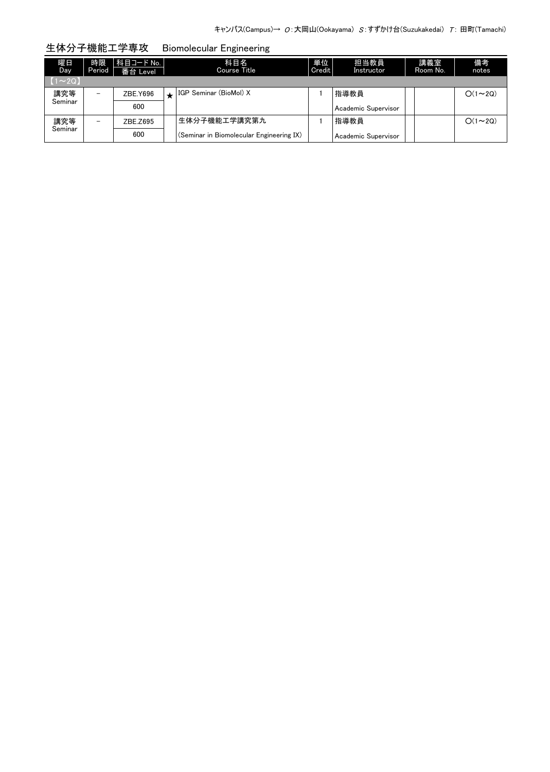キャンパス(Campus)→ O：大岡山(Ookayama) S：すずかけ台(Suzukakedai) T：田町(Tamachi)

## 生体分子機能工学専攻　Biomolecular Engineering

| 曜日 Day | 時限 Period | 科目コード No. 番台 Level | | 科目名 Course Title | 単位 Credit | 担当教員 Instructor | 講義室 Room No. | | 備考 notes |
|---|---|---|---|---|---|---|---|---|---|
| 【1～2Q】 | | | | | | | | | |
| 講究等 Seminar | － | ZBE.Y696 600 | ★ | IGP Seminar (BioMol) X | 1 | 指導教員 Academic Supervisor | | | O(1～2Q) |
| 講究等 Seminar | － | ZBE.Z695 600 | | 生体分子機能工学講究第九 (Seminar in Biomolecular Engineering IX) | 1 | 指導教員 Academic Supervisor | | | O(1～2Q) |